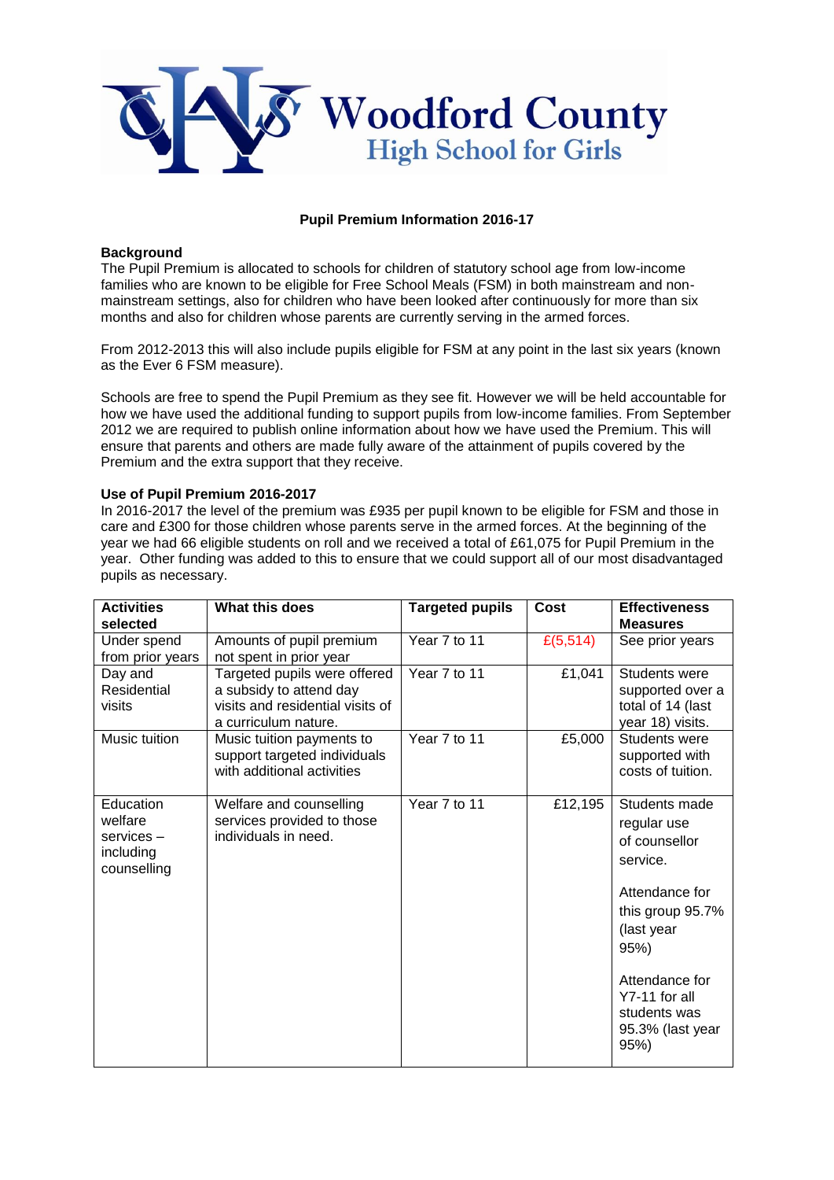# Woodford County High School for Girls

## Pupil Premium Information 2016-17

**Background**

The Pupil Premium is allocated to schools for children of statutory school age from low-income families who are known to be eligible for Free School Meals (FSM) in both mainstream and non-mainstream settings, also for children who have been looked after continuously for more than six months and also for children whose parents are currently serving in the armed forces.

From 2012-2013 this will also include pupils eligible for FSM at any point in the last six years (known as the Ever 6 FSM measure).

Schools are free to spend the Pupil Premium as they see fit. However we will be held accountable for how we have used the additional funding to support pupils from low-income families. From September 2012 we are required to publish online information about how we have used the Premium. This will ensure that parents and others are made fully aware of the attainment of pupils covered by the Premium and the extra support that they receive.

**Use of Pupil Premium 2016-2017**

In 2016-2017 the level of the premium was £935 per pupil known to be eligible for FSM and those in care and £300 for those children whose parents serve in the armed forces. At the beginning of the year we had 66 eligible students on roll and we received a total of £61,075 for Pupil Premium in the year. Other funding was added to this to ensure that we could support all of our most disadvantaged pupils as necessary.

| Activities selected | What this does | Targeted pupils | Cost | Effectiveness Measures |
|---|---|---|---|---|
| Under spend from prior years | Amounts of pupil premium not spent in prior year | Year 7 to 11 | £(5,514) | See prior years |
| Day and Residential visits | Targeted pupils were offered a subsidy to attend day visits and residential visits of a curriculum nature. | Year 7 to 11 | £1,041 | Students were supported over a total of 14 (last year 18) visits. |
| Music tuition | Music tuition payments to support targeted individuals with additional activities | Year 7 to 11 | £5,000 | Students were supported with costs of tuition. |
| Education welfare services – including counselling | Welfare and counselling services provided to those individuals in need. | Year 7 to 11 | £12,195 | Students made regular use of counsellor service.<br><br>Attendance for this group 95.7% (last year 95%)<br><br>Attendance for Y7-11 for all students was 95.3% (last year 95%) |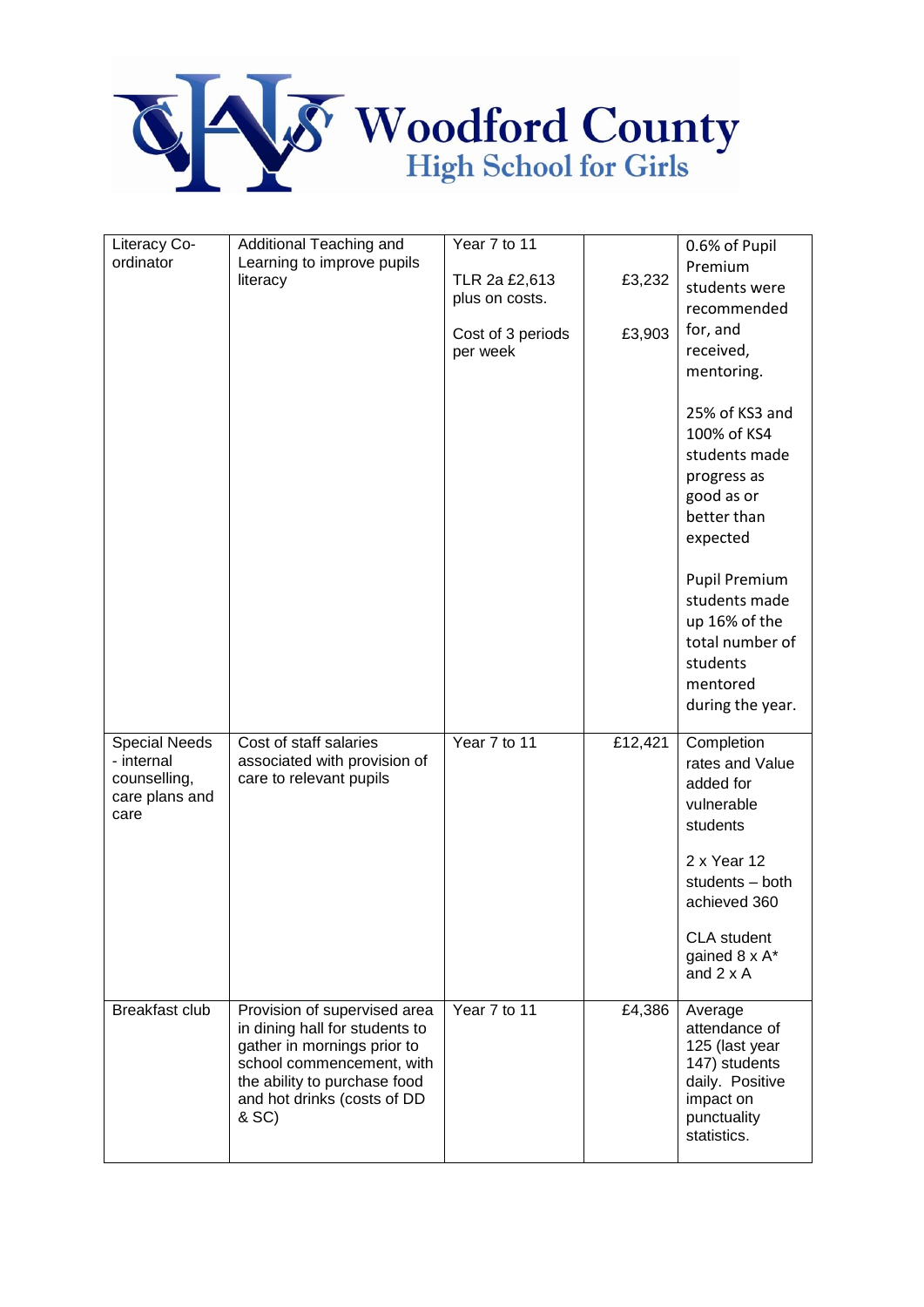| Literacy Co-ordinator | Additional Teaching and Learning to improve pupils literacy | Year 7 to 11<br><br>TLR 2a £2,613 plus on costs.<br><br>Cost of 3 periods per week | <br><br>£3,232<br><br>£3,903 | 0.6% of Pupil Premium students were recommended for, and received, mentoring.<br><br>25% of KS3 and 100% of KS4 students made progress as good as or better than expected<br><br>Pupil Premium students made up 16% of the total number of students mentored during the year. |
|---|---|---|---|---|
| Special Needs - internal counselling, care plans and care | Cost of staff salaries associated with provision of care to relevant pupils | Year 7 to 11 | £12,421 | Completion rates and Value added for vulnerable students<br><br>2 x Year 12 students – both achieved 360<br><br>CLA student gained 8 x A* and 2 x A |
| Breakfast club | Provision of supervised area in dining hall for students to gather in mornings prior to school commencement, with the ability to purchase food and hot drinks (costs of DD & SC) | Year 7 to 11 | £4,386 | Average attendance of 125 (last year 147) students daily. Positive impact on punctuality statistics. |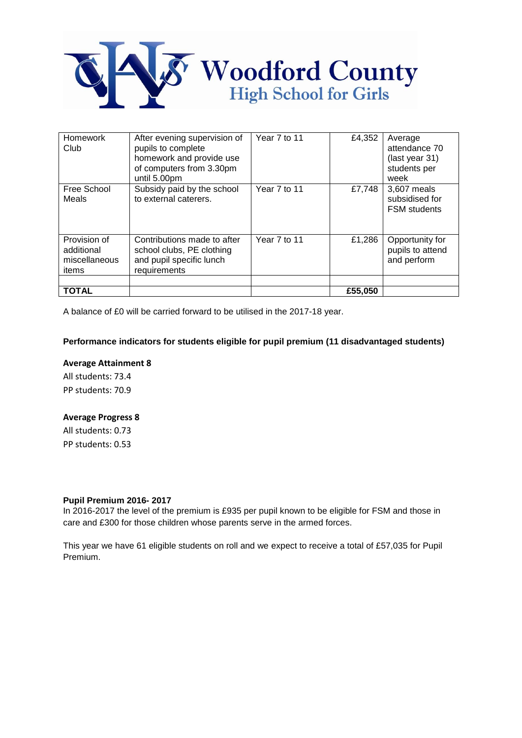| | | | | |
|---|---|---|---|---|
| Homework Club | After evening supervision of pupils to complete homework and provide use of computers from 3.30pm until 5.00pm | Year 7 to 11 | £4,352 | Average attendance 70 (last year 31) students per week |
| Free School Meals | Subsidy paid by the school to external caterers. | Year 7 to 11 | £7,748 | 3,607 meals subsidised for FSM students |
| Provision of additional miscellaneous items | Contributions made to after school clubs, PE clothing and pupil specific lunch requirements | Year 7 to 11 | £1,286 | Opportunity for pupils to attend and perform |
| | | | | |
| **TOTAL** | | | **£55,050** | |

A balance of £0 will be carried forward to be utilised in the 2017-18 year.

**Performance indicators for students eligible for pupil premium (11 disadvantaged students)**

**Average Attainment 8**

All students: 73.4

PP students: 70.9

**Average Progress 8**

All students: 0.73

PP students: 0.53

**Pupil Premium 2016- 2017**

In 2016-2017 the level of the premium is £935 per pupil known to be eligible for FSM and those in care and £300 for those children whose parents serve in the armed forces.

This year we have 61 eligible students on roll and we expect to receive a total of £57,035 for Pupil Premium.